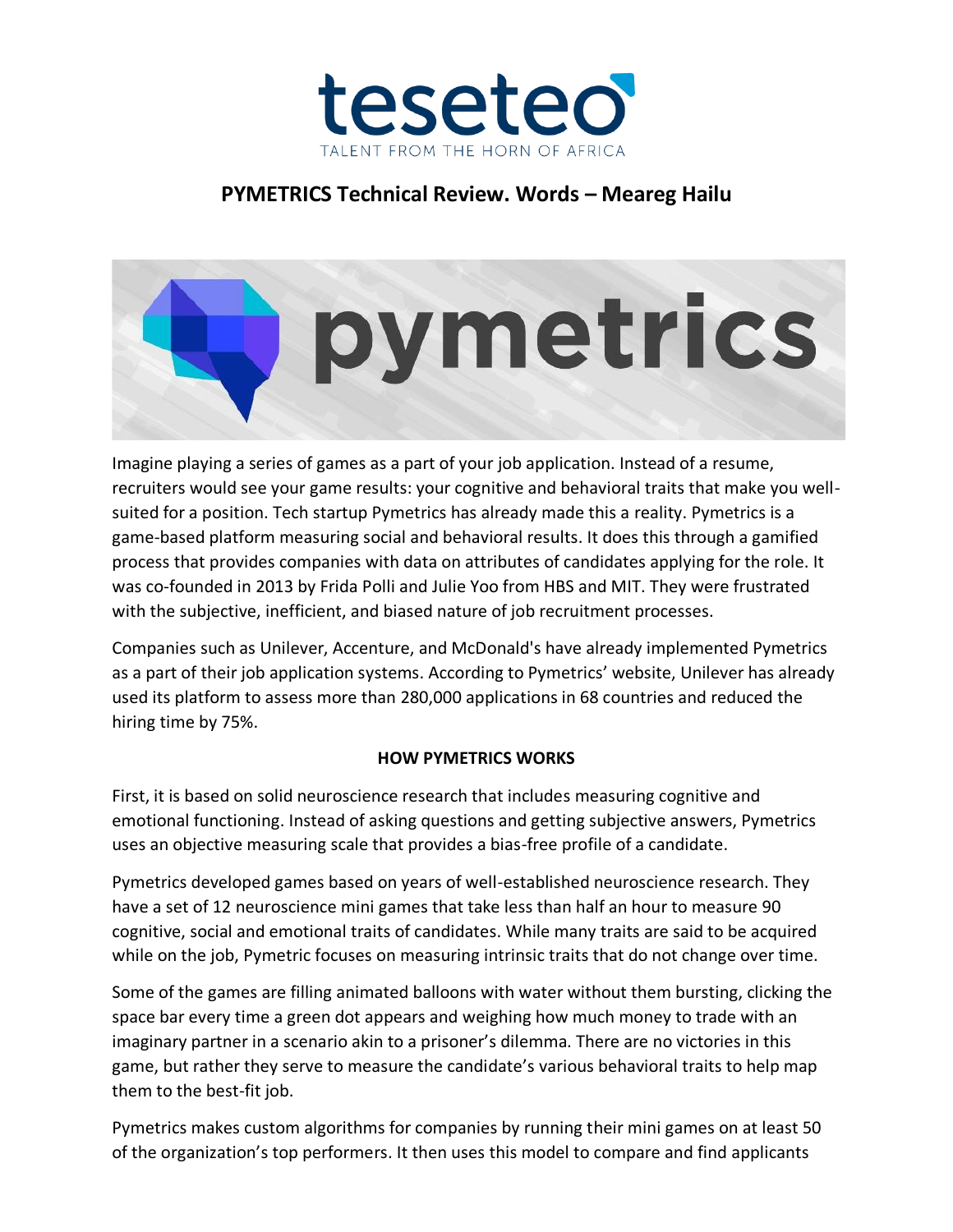teseteo

TALENT FROM THE HORN OF AFRICA

## PYMETRICS Technical Review. Words – Meareg Hailu

Imagine playing a series of games as a part of your job application. Instead of a resume, recruiters would see your game results: your cognitive and behavioral traits that make you well-suited for a position. Tech startup Pymetrics has already made this a reality. Pymetrics is a game-based platform measuring social and behavioral results. It does this through a gamified process that provides companies with data on attributes of candidates applying for the role. It was co-founded in 2013 by Frida Polli and Julie Yoo from HBS and MIT. They were frustrated with the subjective, inefficient, and biased nature of job recruitment processes.

Companies such as Unilever, Accenture, and McDonald's have already implemented Pymetrics as a part of their job application systems. According to Pymetrics' website, Unilever has already used its platform to assess more than 280,000 applications in 68 countries and reduced the hiring time by 75%.

### HOW PYMETRICS WORKS

First, it is based on solid neuroscience research that includes measuring cognitive and emotional functioning. Instead of asking questions and getting subjective answers, Pymetrics uses an objective measuring scale that provides a bias-free profile of a candidate.

Pymetrics developed games based on years of well-established neuroscience research. They have a set of 12 neuroscience mini games that take less than half an hour to measure 90 cognitive, social and emotional traits of candidates. While many traits are said to be acquired while on the job, Pymetric focuses on measuring intrinsic traits that do not change over time.

Some of the games are filling animated balloons with water without them bursting, clicking the space bar every time a green dot appears and weighing how much money to trade with an imaginary partner in a scenario akin to a prisoner's dilemma. There are no victories in this game, but rather they serve to measure the candidate's various behavioral traits to help map them to the best-fit job.

Pymetrics makes custom algorithms for companies by running their mini games on at least 50 of the organization's top performers. It then uses this model to compare and find applicants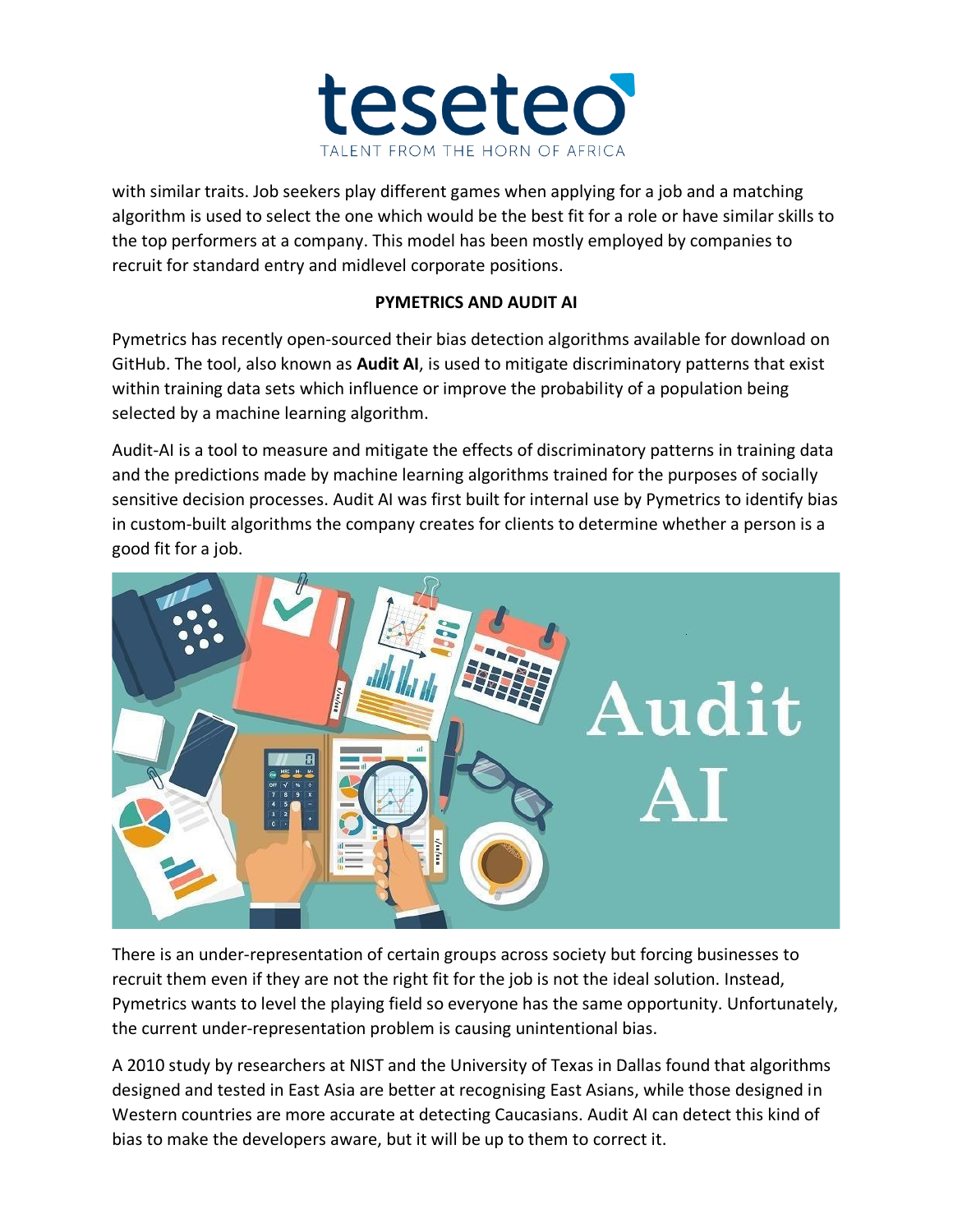with similar traits. Job seekers play different games when applying for a job and a matching algorithm is used to select the one which would be the best fit for a role or have similar skills to the top performers at a company. This model has been mostly employed by companies to recruit for standard entry and midlevel corporate positions.

**PYMETRICS AND AUDIT AI**

Pymetrics has recently open-sourced their bias detection algorithms available for download on GitHub. The tool, also known as **Audit AI**, is used to mitigate discriminatory patterns that exist within training data sets which influence or improve the probability of a population being selected by a machine learning algorithm.

Audit-AI is a tool to measure and mitigate the effects of discriminatory patterns in training data and the predictions made by machine learning algorithms trained for the purposes of socially sensitive decision processes. Audit AI was first built for internal use by Pymetrics to identify bias in custom-built algorithms the company creates for clients to determine whether a person is a good fit for a job.

There is an under-representation of certain groups across society but forcing businesses to recruit them even if they are not the right fit for the job is not the ideal solution. Instead, Pymetrics wants to level the playing field so everyone has the same opportunity. Unfortunately, the current under-representation problem is causing unintentional bias.

A 2010 study by researchers at NIST and the University of Texas in Dallas found that algorithms designed and tested in East Asia are better at recognising East Asians, while those designed in Western countries are more accurate at detecting Caucasians. Audit AI can detect this kind of bias to make the developers aware, but it will be up to them to correct it.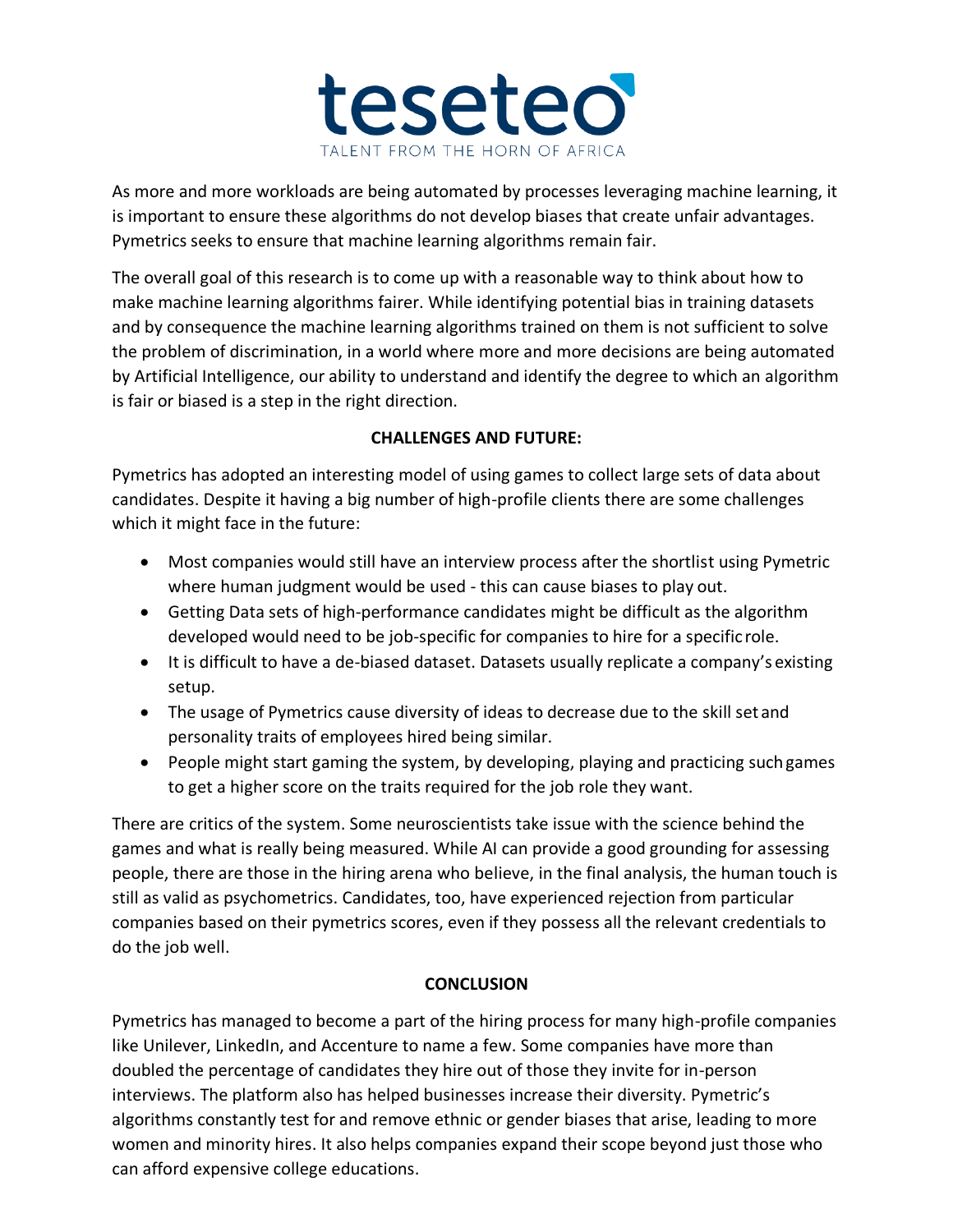As more and more workloads are being automated by processes leveraging machine learning, it is important to ensure these algorithms do not develop biases that create unfair advantages. Pymetrics seeks to ensure that machine learning algorithms remain fair.

The overall goal of this research is to come up with a reasonable way to think about how to make machine learning algorithms fairer. While identifying potential bias in training datasets and by consequence the machine learning algorithms trained on them is not sufficient to solve the problem of discrimination, in a world where more and more decisions are being automated by Artificial Intelligence, our ability to understand and identify the degree to which an algorithm is fair or biased is a step in the right direction.

**CHALLENGES AND FUTURE:**

Pymetrics has adopted an interesting model of using games to collect large sets of data about candidates. Despite it having a big number of high-profile clients there are some challenges which it might face in the future:

- Most companies would still have an interview process after the shortlist using Pymetric where human judgment would be used - this can cause biases to play out.
- Getting Data sets of high-performance candidates might be difficult as the algorithm developed would need to be job-specific for companies to hire for a specific role.
- It is difficult to have a de-biased dataset. Datasets usually replicate a company's existing setup.
- The usage of Pymetrics cause diversity of ideas to decrease due to the skill set and personality traits of employees hired being similar.
- People might start gaming the system, by developing, playing and practicing such games to get a higher score on the traits required for the job role they want.

There are critics of the system. Some neuroscientists take issue with the science behind the games and what is really being measured. While AI can provide a good grounding for assessing people, there are those in the hiring arena who believe, in the final analysis, the human touch is still as valid as psychometrics. Candidates, too, have experienced rejection from particular companies based on their pymetrics scores, even if they possess all the relevant credentials to do the job well.

**CONCLUSION**

Pymetrics has managed to become a part of the hiring process for many high-profile companies like Unilever, LinkedIn, and Accenture to name a few. Some companies have more than doubled the percentage of candidates they hire out of those they invite for in-person interviews. The platform also has helped businesses increase their diversity. Pymetric's algorithms constantly test for and remove ethnic or gender biases that arise, leading to more women and minority hires. It also helps companies expand their scope beyond just those who can afford expensive college educations.